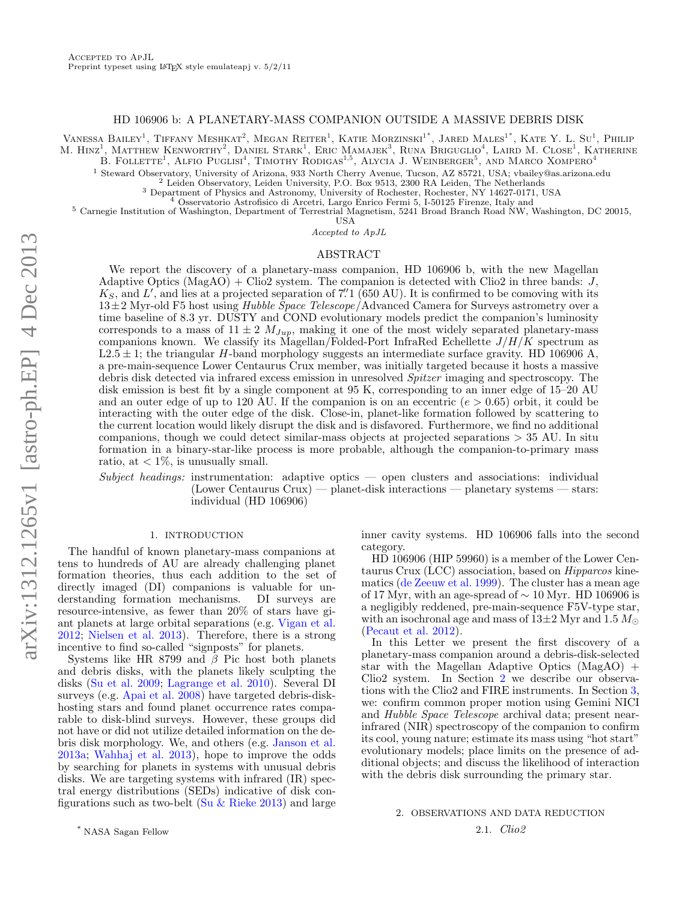Accepted to ApJL

Preprint typeset using LaTeX style emulateapj v. 5/2/11

# HD 106906 b: A PLANETARY-MASS COMPANION OUTSIDE A MASSIVE DEBRIS DISK

Vanessa Bailey[1], Tiffany Meshkat[2], Megan Reiter[1], Katie Morzinski[1*], Jared Males[1*], Kate Y. L. Su[1], Philip M. Hinz[1], Matthew Kenworthy[2], Daniel Stark[1], Eric Mamajek[3], Runa Briguglio[4], Laird M. Close[1], Katherine B. Follette[1], Alfio Puglisi[4], Timothy Rodigas[1,5], Alycia J. Weinberger[5], and Marco Xompero[4]

[1] Steward Observatory, University of Arizona, 933 North Cherry Avenue, Tucson, AZ 85721, USA; vbailey@as.arizona.edu

[2] Leiden Observatory, Leiden University, P.O. Box 9513, 2300 RA Leiden, The Netherlands

[3] Department of Physics and Astronomy, University of Rochester, Rochester, NY 14627-0171, USA

[4] Osservatorio Astrofisico di Arcetri, Largo Enrico Fermi 5, I-50125 Firenze, Italy and

[5] Carnegie Institution of Washington, Department of Terrestrial Magnetism, 5241 Broad Branch Road NW, Washington, DC 20015, USA

*Accepted to ApJL*

## ABSTRACT

We report the discovery of a planetary-mass companion, HD 106906 b, with the new Magellan Adaptive Optics (MagAO) + Clio2 system. The companion is detected with Clio2 in three bands: $J$, $K_S$, and $L'$, and lies at a projected separation of 7.″1 (650 AU). It is confirmed to be comoving with its 13±2 Myr-old F5 host using *Hubble Space Telescope*/Advanced Camera for Surveys astrometry over a time baseline of 8.3 yr. DUSTY and COND evolutionary models predict the companion's luminosity corresponds to a mass of $11 \pm 2\ M_{Jup}$, making it one of the most widely separated planetary-mass companions known. We classify its Magellan/Folded-Port InfraRed Echellette $J/H/K$ spectrum as L2.5 ± 1; the triangular $H$-band morphology suggests an intermediate surface gravity. HD 106906 A, a pre-main-sequence Lower Centaurus Crux member, was initially targeted because it hosts a massive debris disk detected via infrared excess emission in unresolved *Spitzer* imaging and spectroscopy. The disk emission is best fit by a single component at 95 K, corresponding to an inner edge of 15–20 AU and an outer edge of up to 120 AU. If the companion is on an eccentric ($e > 0.65$) orbit, it could be interacting with the outer edge of the disk. Close-in, planet-like formation followed by scattering to the current location would likely disrupt the disk and is disfavored. Furthermore, we find no additional companions, though we could detect similar-mass objects at projected separations > 35 AU. In situ formation in a binary-star-like process is more probable, although the companion-to-primary mass ratio, at < 1%, is unusually small.

*Subject headings:* instrumentation: adaptive optics — open clusters and associations: individual (Lower Centaurus Crux) — planet-disk interactions — planetary systems — stars: individual (HD 106906)

## 1. INTRODUCTION

The handful of known planetary-mass companions at tens to hundreds of AU are already challenging planet formation theories, thus each addition to the set of directly imaged (DI) companions is valuable for understanding formation mechanisms. DI surveys are resource-intensive, as fewer than 20% of stars have giant planets at large orbital separations (e.g. Vigan et al. 2012; Nielsen et al. 2013). Therefore, there is a strong incentive to find so-called "signposts" for planets.

Systems like HR 8799 and $\beta$ Pic host both planets and debris disks, with the planets likely sculpting the disks (Su et al. 2009; Lagrange et al. 2010). Several DI surveys (e.g. Apai et al. 2008) have targeted debris-disk-hosting stars and found planet occurrence rates comparable to disk-blind surveys. However, these groups did not have or did not utilize detailed information on the debris disk morphology. We, and others (e.g. Janson et al. 2013a; Wahhaj et al. 2013), hope to improve the odds by searching for planets in systems with unusual debris disks. We are targeting systems with infrared (IR) spectral energy distributions (SEDs) indicative of disk configurations such as two-belt (Su & Rieke 2013) and large inner cavity systems. HD 106906 falls into the second category.

HD 106906 (HIP 59960) is a member of the Lower Centaurus Crux (LCC) association, based on *Hipparcos* kinematics (de Zeeuw et al. 1999). The cluster has a mean age of 17 Myr, with an age-spread of ∼ 10 Myr. HD 106906 is a negligibly reddened, pre-main-sequence F5V-type star, with an isochronal age and mass of 13±2 Myr and 1.5 $M_\odot$ (Pecaut et al. 2012).

In this Letter we present the first discovery of a planetary-mass companion around a debris-disk-selected star with the Magellan Adaptive Optics (MagAO) + Clio2 system. In Section 2 we describe our observations with the Clio2 and FIRE instruments. In Section 3, we: confirm common proper motion using Gemini NICI and *Hubble Space Telescope* archival data; present near-infrared (NIR) spectroscopy of the companion to confirm its cool, young nature; estimate its mass using "hot start" evolutionary models; place limits on the presence of additional objects; and discuss the likelihood of interaction with the debris disk surrounding the primary star.

## 2. OBSERVATIONS AND DATA REDUCTION

### 2.1. *Clio2*

[*] NASA Sagan Fellow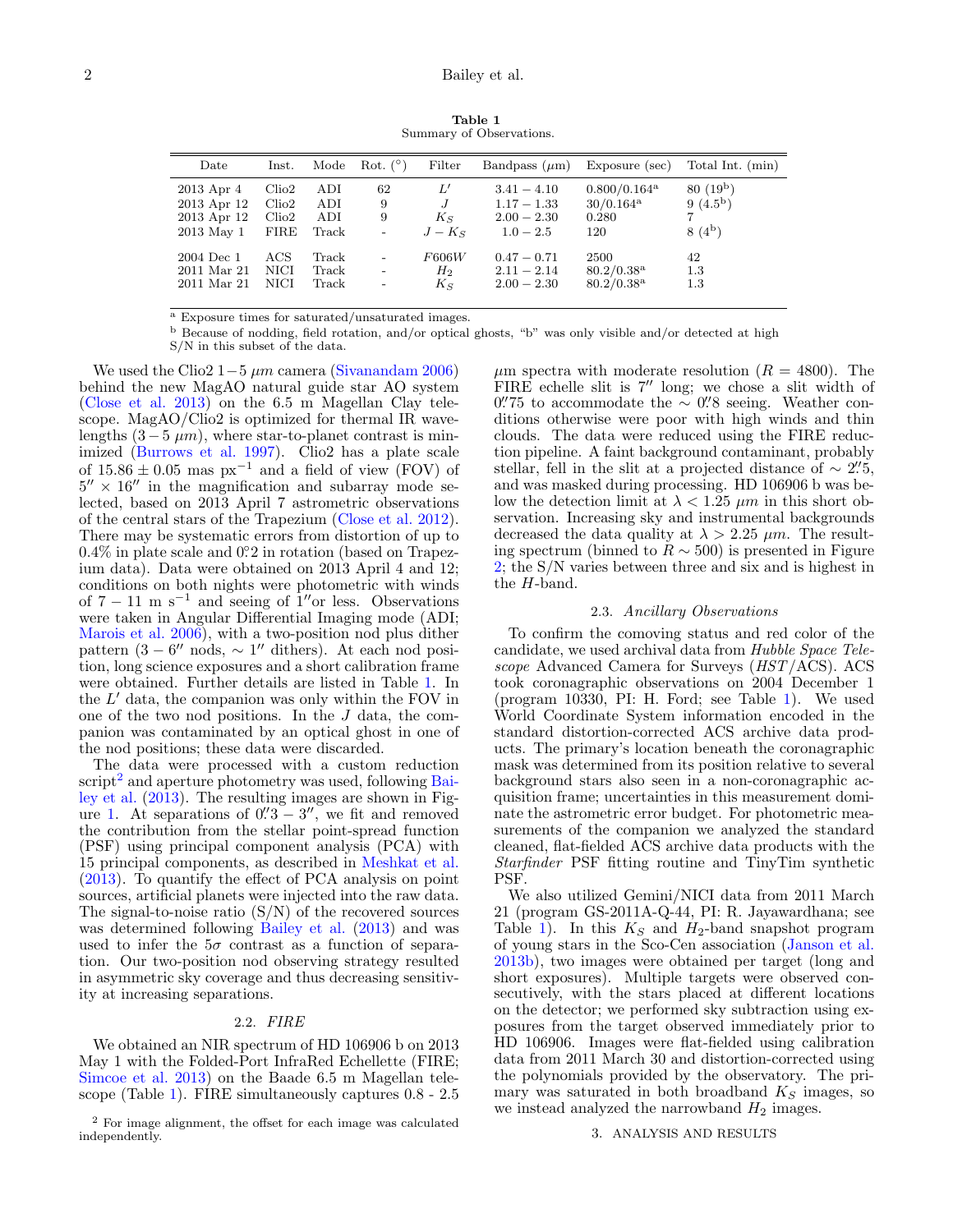**Table 1**
Summary of Observations.

| Date | Inst. | Mode | Rot. (°) | Filter | Bandpass ($\mu$m) | Exposure (sec) | Total Int. (min) |
|---|---|---|---|---|---|---|---|
| 2013 Apr 4 | Clio2 | ADI | 62 | $L'$ | $3.41 - 4.10$ | 0.800/0.164[a] | 80 (19[b]) |
| 2013 Apr 12 | Clio2 | ADI | 9 | $J$ | $1.17 - 1.33$ | 30/0.164[a] | 9 (4.5[b]) |
| 2013 Apr 12 | Clio2 | ADI | 9 | $K_S$ | $2.00 - 2.30$ | 0.280 | 7 |
| 2013 May 1 | FIRE | Track | - | $J - K_S$ | $1.0 - 2.5$ | 120 | 8 (4[b]) |
| 2004 Dec 1 | ACS | Track | - | $F606W$ | $0.47 - 0.71$ | 2500 | 42 |
| 2011 Mar 21 | NICI | Track | - | $H_2$ | $2.11 - 2.14$ | 80.2/0.38[a] | 1.3 |
| 2011 Mar 21 | NICI | Track | - | $K_S$ | $2.00 - 2.30$ | 80.2/0.38[a] | 1.3 |

[a] Exposure times for saturated/unsaturated images.
[b] Because of nodding, field rotation, and/or optical ghosts, "b" was only visible and/or detected at high S/N in this subset of the data.

We used the Clio2 $1-5$ $\mu m$ camera (Sivanandam 2006) behind the new MagAO natural guide star AO system (Close et al. 2013) on the 6.5 m Magellan Clay telescope. MagAO/Clio2 is optimized for thermal IR wavelengths ($3-5$ $\mu m$), where star-to-planet contrast is minimized (Burrows et al. 1997). Clio2 has a plate scale of $15.86 \pm 0.05$ mas px$^{-1}$ and a field of view (FOV) of $5'' \times 16''$ in the magnification and subarray mode selected, based on 2013 April 7 astrometric observations of the central stars of the Trapezium (Close et al. 2012). There may be systematic errors from distortion of up to 0.4% in plate scale and 0.°2 in rotation (based on Trapezium data). Data were obtained on 2013 April 4 and 12; conditions on both nights were photometric with winds of $7-11$ m s$^{-1}$ and seeing of $1''$or less. Observations were taken in Angular Differential Imaging mode (ADI; Marois et al. 2006), with a two-position nod plus dither pattern ($3-6''$ nods, $\sim 1''$ dithers). At each nod position, long science exposures and a short calibration frame were obtained. Further details are listed in Table 1. In the $L'$ data, the companion was only within the FOV in one of the two nod positions. In the $J$ data, the companion was contaminated by an optical ghost in one of the nod positions; these data were discarded.

The data were processed with a custom reduction script[2] and aperture photometry was used, following Bailey et al. (2013). The resulting images are shown in Figure 1. At separations of $0.''3-3''$, we fit and removed the contribution from the stellar point-spread function (PSF) using principal component analysis (PCA) with 15 principal components, as described in Meshkat et al. (2013). To quantify the effect of PCA analysis on point sources, artificial planets were injected into the raw data. The signal-to-noise ratio (S/N) of the recovered sources was determined following Bailey et al. (2013) and was used to infer the $5\sigma$ contrast as a function of separation. Our two-position nod observing strategy resulted in asymmetric sky coverage and thus decreasing sensitivity at increasing separations.

[2] For image alignment, the offset for each image was calculated independently.

### 2.2. *FIRE*

We obtained an NIR spectrum of HD 106906 b on 2013 May 1 with the Folded-Port InfraRed Echellette (FIRE; Simcoe et al. 2013) on the Baade 6.5 m Magellan telescope (Table 1). FIRE simultaneously captures 0.8 - 2.5 $\mu m$ spectra with moderate resolution ($R = 4800$). The FIRE echelle slit is $7''$ long; we chose a slit width of $0.''75$ to accommodate the $\sim 0.''8$ seeing. Weather conditions otherwise were poor with high winds and thin clouds. The data were reduced using the FIRE reduction pipeline. A faint background contaminant, probably stellar, fell in the slit at a projected distance of $\sim 2.''5$, and was masked during processing. HD 106906 b was below the detection limit at $\lambda < 1.25$ $\mu m$ in this short observation. Increasing sky and instrumental backgrounds decreased the data quality at $\lambda > 2.25$ $\mu m$. The resulting spectrum (binned to $R \sim 500$) is presented in Figure 2; the S/N varies between three and six and is highest in the $H$-band.

### 2.3. *Ancillary Observations*

To confirm the comoving status and red color of the candidate, we used archival data from *Hubble Space Telescope* Advanced Camera for Surveys (*HST*/ACS). ACS took coronagraphic observations on 2004 December 1 (program 10330, PI: H. Ford; see Table 1). We used World Coordinate System information encoded in the standard distortion-corrected ACS archive data products. The primary's location beneath the coronagraphic mask was determined from its position relative to several background stars also seen in a non-coronagraphic acquisition frame; uncertainties in this measurement dominate the astrometric error budget. For photometric measurements of the companion we analyzed the standard cleaned, flat-fielded ACS archive data products with the *Starfinder* PSF fitting routine and TinyTim synthetic PSF.

We also utilized Gemini/NICI data from 2011 March 21 (program GS-2011A-Q-44, PI: R. Jayawardhana; see Table 1). In this $K_S$ and $H_2$-band snapshot program of young stars in the Sco-Cen association (Janson et al. 2013b), two images were obtained per target (long and short exposures). Multiple targets were observed consecutively, with the stars placed at different locations on the detector; we performed sky subtraction using exposures from the target observed immediately prior to HD 106906. Images were flat-fielded using calibration data from 2011 March 30 and distortion-corrected using the polynomials provided by the observatory. The primary was saturated in both broadband $K_S$ images, so we instead analyzed the narrowband $H_2$ images.

## 3. ANALYSIS AND RESULTS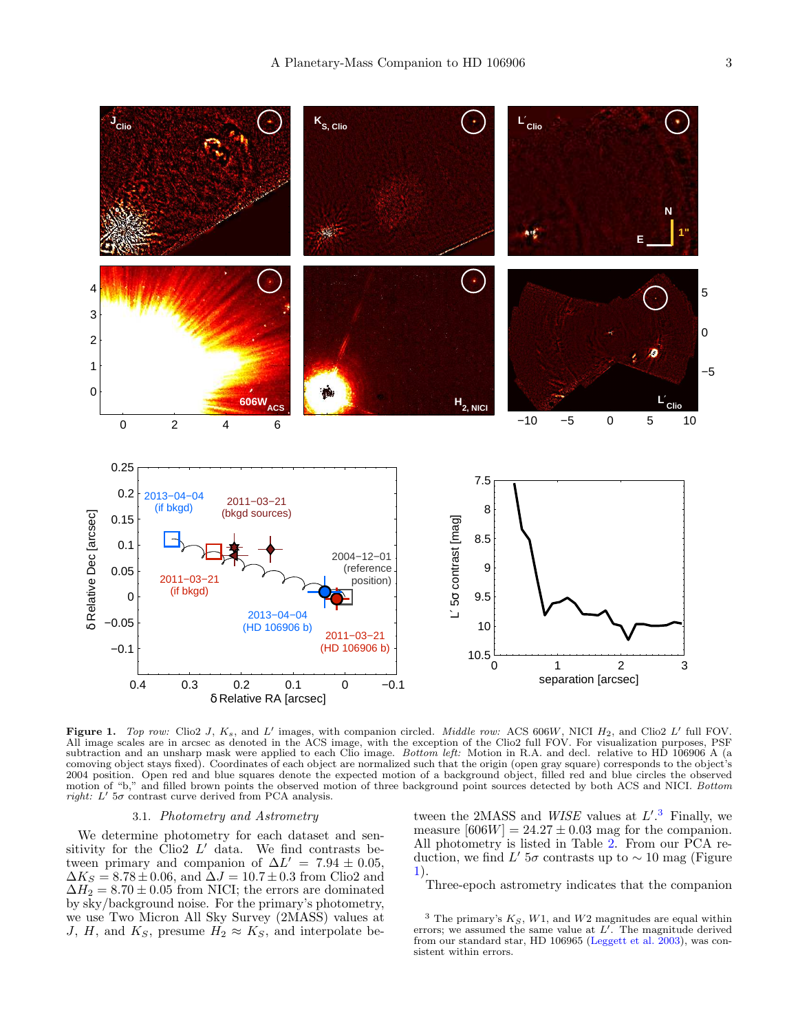**Figure 1.** *Top row:* Clio2 $J$, $K_s$, and $L'$ images, with companion circled. *Middle row:* ACS 606$W$, NICI $H_2$, and Clio2 $L'$ full FOV. All image scales are in arcsec as denoted in the ACS image, with the exception of the Clio2 full FOV. For visualization purposes, PSF subtraction and an unsharp mask were applied to each Clio image. *Bottom left:* Motion in R.A. and decl. relative to HD 106906 A (a comoving object stays fixed). Coordinates of each object are normalized such that the origin (open gray square) corresponds to the object's 2004 position. Open red and blue squares denote the expected motion of a background object, filled red and blue circles the observed motion of "b," and filled brown points the observed motion of three background point sources detected by both ACS and NICI. *Bottom right:* $L'$ $5\sigma$ contrast curve derived from PCA analysis.

### 3.1. *Photometry and Astrometry*

We determine photometry for each dataset and sensitivity for the Clio2 $L'$ data. We find contrasts between primary and companion of $\Delta L' = 7.94 \pm 0.05$, $\Delta K_S = 8.78 \pm 0.06$, and $\Delta J = 10.7 \pm 0.3$ from Clio2 and $\Delta H_2 = 8.70 \pm 0.05$ from NICI; the errors are dominated by sky/background noise. For the primary's photometry, we use Two Micron All Sky Survey (2MASS) values at $J$, $H$, and $K_S$, presume $H_2 \approx K_S$, and interpolate between the 2MASS and *WISE* values at $L'$.[3] Finally, we measure $[606W] = 24.27 \pm 0.03$ mag for the companion. All photometry is listed in Table 2. From our PCA reduction, we find $L'$ $5\sigma$ contrasts up to $\sim 10$ mag (Figure 1).

Three-epoch astrometry indicates that the companion

[3] The primary's $K_S$, $W1$, and $W2$ magnitudes are equal within errors; we assumed the same value at $L'$. The magnitude derived from our standard star, HD 106965 (Leggett et al. 2003), was consistent within errors.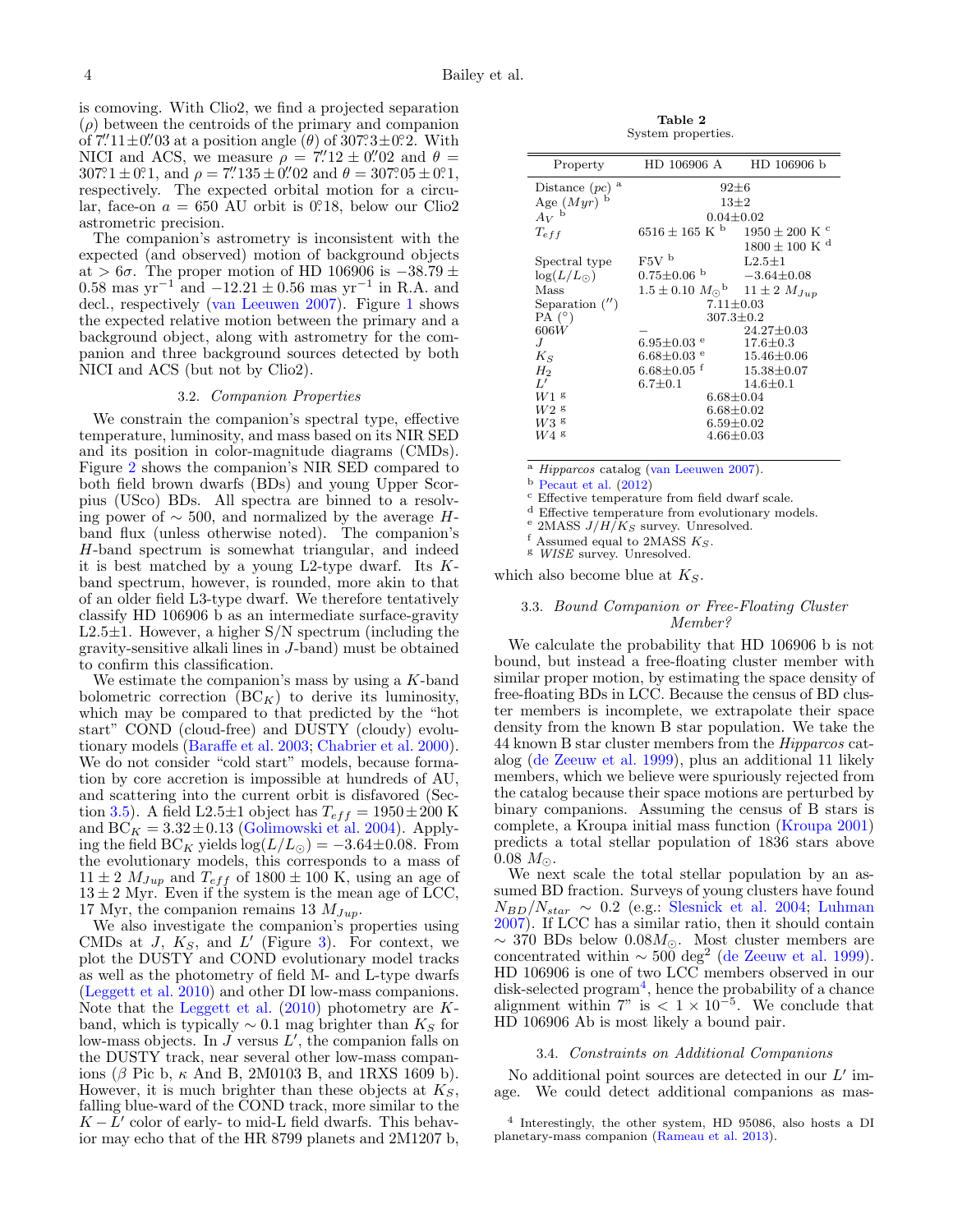is comoving. With Clio2, we find a projected separation ($\rho$) between the centroids of the primary and companion of 7.″11±0.″03 at a position angle ($\theta$) of 307.°3±0.°2. With NICI and ACS, we measure $\rho$ = 7.″12 ± 0.″02 and $\theta$ = 307.°1 ± 0.°1, and $\rho$ = 7.″135 ± 0.″02 and $\theta$ = 307.°05 ± 0.°1, respectively. The expected orbital motion for a circular, face-on $a$ = 650 AU orbit is 0.°18, below our Clio2 astrometric precision.

The companion's astrometry is inconsistent with the expected (and observed) motion of background objects at $> 6\sigma$. The proper motion of HD 106906 is $-38.79 \pm 0.58$ mas yr$^{-1}$ and $-12.21 \pm 0.56$ mas yr$^{-1}$ in R.A. and decl., respectively (van Leeuwen 2007). Figure 1 shows the expected relative motion between the primary and a background object, along with astrometry for the companion and three background sources detected by both NICI and ACS (but not by Clio2).

### 3.2. *Companion Properties*

We constrain the companion's spectral type, effective temperature, luminosity, and mass based on its NIR SED and its position in color-magnitude diagrams (CMDs). Figure 2 shows the companion's NIR SED compared to both field brown dwarfs (BDs) and young Upper Scorpius (USco) BDs. All spectra are binned to a resolving power of $\sim$ 500, and normalized by the average $H$-band flux (unless otherwise noted). The companion's $H$-band spectrum is somewhat triangular, and indeed it is best matched by a young L2-type dwarf. Its $K$-band spectrum, however, is rounded, more akin to that of an older field L3-type dwarf. We therefore tentatively classify HD 106906 b as an intermediate surface-gravity L2.5±1. However, a higher S/N spectrum (including the gravity-sensitive alkali lines in $J$-band) must be obtained to confirm this classification.

We estimate the companion's mass by using a $K$-band bolometric correction (BC$_K$) to derive its luminosity, which may be compared to that predicted by the "hot start" COND (cloud-free) and DUSTY (cloudy) evolutionary models (Baraffe et al. 2003; Chabrier et al. 2000). We do not consider "cold start" models, because formation by core accretion is impossible at hundreds of AU, and scattering into the current orbit is disfavored (Section 3.5). A field L2.5±1 object has $T_{eff}$ = 1950±200 K and BC$_K$ = 3.32±0.13 (Golimowski et al. 2004). Applying the field BC$_K$ yields $\log(L/L_\odot) = -3.64\pm0.08$. From the evolutionary models, this corresponds to a mass of $11 \pm 2$ $M_{Jup}$ and $T_{eff}$ of 1800 ± 100 K, using an age of 13 ± 2 Myr. Even if the system is the mean age of LCC, 17 Myr, the companion remains 13 $M_{Jup}$.

We also investigate the companion's properties using CMDs at $J$, $K_S$, and $L'$ (Figure 3). For context, we plot the DUSTY and COND evolutionary model tracks as well as the photometry of field M- and L-type dwarfs (Leggett et al. 2010) and other DI low-mass companions. Note that the Leggett et al. (2010) photometry are $K$-band, which is typically $\sim$ 0.1 mag brighter than $K_S$ for low-mass objects. In $J$ versus $L'$, the companion falls on the DUSTY track, near several other low-mass companions ($\beta$ Pic b, $\kappa$ And B, 2M0103 B, and 1RXS 1609 b). However, it is much brighter than these objects at $K_S$, falling blue-ward of the COND track, more similar to the $K - L'$ color of early- to mid-L field dwarfs. This behavior may echo that of the HR 8799 planets and 2M1207 b, which also become blue at $K_S$.

**Table 2**
System properties.

| Property | HD 106906 A | HD 106906 b |
|---|---|---|
| Distance ($pc$) [a] | 92±6 | |
| Age ($Myr$) [b] | 13±2 | |
| $A_V$ [b] | 0.04±0.02 | |
| $T_{eff}$ | 6516 ± 165 K [b] | 1950 ± 200 K [c]<br>1800 ± 100 K [d] |
| Spectral type | F5V [b] | L2.5±1 |
| $\log(L/L_\odot)$ | 0.75±0.06 [b] | −3.64±0.08 |
| Mass | 1.5 ± 0.10 $M_\odot$ [b] | 11 ± 2 $M_{Jup}$ |
| Separation (″) | 7.11±0.03 | |
| PA (°) | 307.3±0.2 | |
| 606$W$ | – | 24.27±0.03 |
| $J$ | 6.95±0.03 [e] | 17.6±0.3 |
| $K_S$ | 6.68±0.03 [e] | 15.46±0.06 |
| $H_2$ | 6.68±0.05 [f] | 15.38±0.07 |
| $L'$ | 6.7±0.1 | 14.6±0.1 |
| $W1$ [g] | 6.68±0.04 | |
| $W2$ [g] | 6.68±0.02 | |
| $W3$ [g] | 6.59±0.02 | |
| $W4$ [g] | 4.66±0.03 | |

[a] *Hipparcos* catalog (van Leeuwen 2007).
[b] Pecaut et al. (2012)
[c] Effective temperature from field dwarf scale.
[d] Effective temperature from evolutionary models.
[e] 2MASS $J/H/K_S$ survey. Unresolved.
[f] Assumed equal to 2MASS $K_S$.
[g] *WISE* survey. Unresolved.

### 3.3. *Bound Companion or Free-Floating Cluster Member?*

We calculate the probability that HD 106906 b is not bound, but instead a free-floating cluster member with similar proper motion, by estimating the space density of free-floating BDs in LCC. Because the census of BD cluster members is incomplete, we extrapolate their space density from the known B star population. We take the 44 known B star cluster members from the *Hipparcos* catalog (de Zeeuw et al. 1999), plus an additional 11 likely members, which we believe were spuriously rejected from the catalog because their space motions are perturbed by binary companions. Assuming the census of B stars is complete, a Kroupa initial mass function (Kroupa 2001) predicts a total stellar population of 1836 stars above 0.08 $M_\odot$.

We next scale the total stellar population by an assumed BD fraction. Surveys of young clusters have found $N_{BD}/N_{star} \sim 0.2$ (e.g.: Slesnick et al. 2004; Luhman 2007). If LCC has a similar ratio, then it should contain $\sim$ 370 BDs below 0.08$M_\odot$. Most cluster members are concentrated within $\sim$ 500 deg$^2$ (de Zeeuw et al. 1999). HD 106906 is one of two LCC members observed in our disk-selected program[4], hence the probability of a chance alignment within 7" is $< 1 \times 10^{-5}$. We conclude that HD 106906 Ab is most likely a bound pair.

### 3.4. *Constraints on Additional Companions*

No additional point sources are detected in our $L'$ image. We could detect additional companions as mas-

[4] Interestingly, the other system, HD 95086, also hosts a DI planetary-mass companion (Rameau et al. 2013).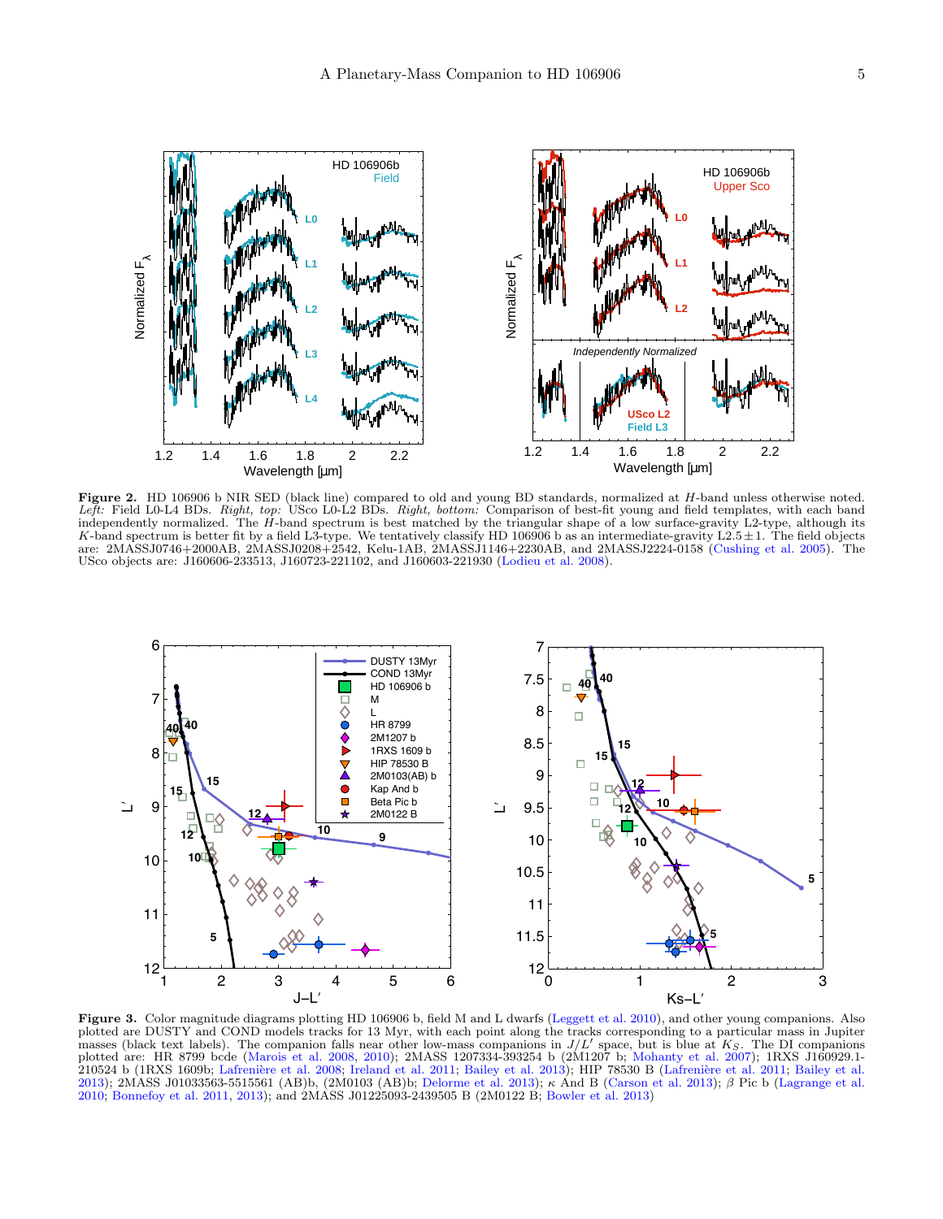**Figure 2.** HD 106906 b NIR SED (black line) compared to old and young BD standards, normalized at $H$-band unless otherwise noted. *Left:* Field L0-L4 BDs. *Right, top:* USco L0-L2 BDs. *Right, bottom:* Comparison of best-fit young and field templates, with each band independently normalized. The $H$-band spectrum is best matched by the triangular shape of a low surface-gravity L2-type, although its $K$-band spectrum is better fit by a field L3-type. We tentatively classify HD 106906 b as an intermediate-gravity L2.5 $\pm$ 1. The field objects are: 2MASSJ0746+2000AB, 2MASSJ0208+2542, Kelu-1AB, 2MASSJ1146+2230AB, and 2MASSJ2224-0158 (Cushing et al. 2005). The USco objects are: J160606-233513, J160723-221102, and J160603-221930 (Lodieu et al. 2008).

**Figure 3.** Color magnitude diagrams plotting HD 106906 b, field M and L dwarfs (Leggett et al. 2010), and other young companions. Also plotted are DUSTY and COND models tracks for 13 Myr, with each point along the tracks corresponding to a particular mass in Jupiter masses (black text labels). The companion falls near other low-mass companions in $J/L'$ space, but is blue at $K_S$. The DI companions plotted are: HR 8799 bcde (Marois et al. 2008, 2010); 2MASS 1207334-393254 b (2M1207 b; Mohanty et al. 2007); 1RXS J160929.1-210524 b (1RXS 1609b; Lafrenière et al. 2008; Ireland et al. 2011; Bailey et al. 2013); HIP 78530 B (Lafrenière et al. 2011; Bailey et al. 2013); 2MASS J01033563-5515561 (AB)b, (2M0103 (AB)b; Delorme et al. 2013); $\kappa$ And B (Carson et al. 2013); $\beta$ Pic b (Lagrange et al. 2010; Bonnefoy et al. 2011, 2013); and 2MASS J01225093-2439505 B (2M0122 B; Bowler et al. 2013)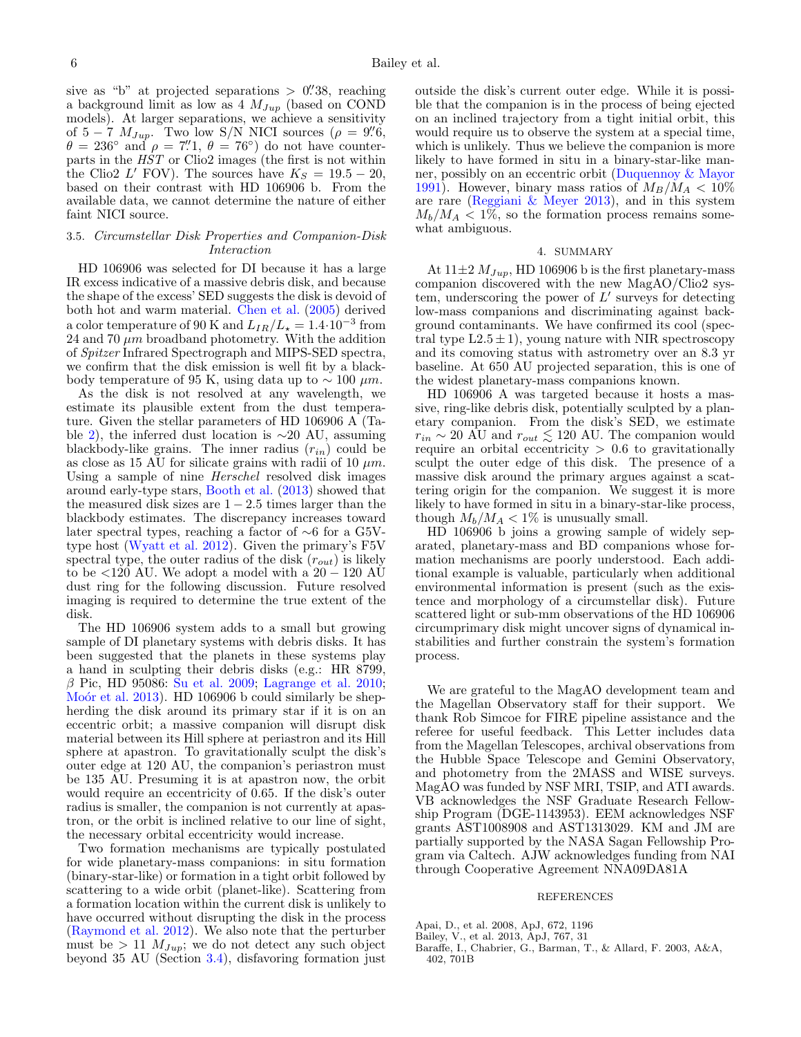sive as "b" at projected separations $> 0.''38$, reaching a background limit as low as 4 $M_{Jup}$ (based on COND models). At larger separations, we achieve a sensitivity of $5-7$ $M_{Jup}$. Two low S/N NICI sources ($\rho = 9.''6$, $\theta = 236°$ and $\rho = 7.''1$, $\theta = 76°$) do not have counterparts in the *HST* or Clio2 images (the first is not within the Clio2 $L'$ FOV). The sources have $K_S = 19.5 - 20$, based on their contrast with HD 106906 b. From the available data, we cannot determine the nature of either faint NICI source.

### 3.5. *Circumstellar Disk Properties and Companion-Disk Interaction*

HD 106906 was selected for DI because it has a large IR excess indicative of a massive debris disk, and because the shape of the excess' SED suggests the disk is devoid of both hot and warm material. Chen et al. (2005) derived a color temperature of 90 K and $L_{IR}/L_{\star} = 1.4 \cdot 10^{-3}$ from 24 and 70 $\mu m$ broadband photometry. With the addition of *Spitzer* Infrared Spectrograph and MIPS-SED spectra, we confirm that the disk emission is well fit by a blackbody temperature of 95 K, using data up to $\sim 100$ $\mu m$.

As the disk is not resolved at any wavelength, we estimate its plausible extent from the dust temperature. Given the stellar parameters of HD 106906 A (Table 2), the inferred dust location is $\sim$20 AU, assuming blackbody-like grains. The inner radius ($r_{in}$) could be as close as 15 AU for silicate grains with radii of 10 $\mu m$. Using a sample of nine *Herschel* resolved disk images around early-type stars, Booth et al. (2013) showed that the measured disk sizes are $1-2.5$ times larger than the blackbody estimates. The discrepancy increases toward later spectral types, reaching a factor of $\sim$6 for a G5V-type host (Wyatt et al. 2012). Given the primary's F5V spectral type, the outer radius of the disk ($r_{out}$) is likely to be <120 AU. We adopt a model with a $20-120$ AU dust ring for the following discussion. Future resolved imaging is required to determine the true extent of the disk.

The HD 106906 system adds to a small but growing sample of DI planetary systems with debris disks. It has been suggested that the planets in these systems play a hand in sculpting their debris disks (e.g.: HR 8799, $\beta$ Pic, HD 95086: Su et al. 2009; Lagrange et al. 2010; Moór et al. 2013). HD 106906 b could similarly be shepherding the disk around its primary star if it is on an eccentric orbit; a massive companion will disrupt disk material between its Hill sphere at periastron and its Hill sphere at apastron. To gravitationally sculpt the disk's outer edge at 120 AU, the companion's periastron must be 135 AU. Presuming it is at apastron now, the orbit would require an eccentricity of 0.65. If the disk's outer radius is smaller, the companion is not currently at apastron, or the orbit is inclined relative to our line of sight, the necessary orbital eccentricity would increase.

Two formation mechanisms are typically postulated for wide planetary-mass companions: in situ formation (binary-star-like) or formation in a tight orbit followed by scattering to a wide orbit (planet-like). Scattering from a formation location within the current disk is unlikely to have occurred without disrupting the disk in the process (Raymond et al. 2012). We also note that the perturber must be $> 11$ $M_{Jup}$; we do not detect any such object beyond 35 AU (Section 3.4), disfavoring formation just outside the disk's current outer edge. While it is possible that the companion is in the process of being ejected on an inclined trajectory from a tight initial orbit, this would require us to observe the system at a special time, which is unlikely. Thus we believe the companion is more likely to have formed in situ in a binary-star-like manner, possibly on an eccentric orbit (Duquennoy & Mayor 1991). However, binary mass ratios of $M_B/M_A < 10\%$ are rare (Reggiani & Meyer 2013), and in this system $M_b/M_A < 1\%$, so the formation process remains somewhat ambiguous.

## 4. SUMMARY

At $11 \pm 2$ $M_{Jup}$, HD 106906 b is the first planetary-mass companion discovered with the new MagAO/Clio2 system, underscoring the power of $L'$ surveys for detecting low-mass companions and discriminating against background contaminants. We have confirmed its cool (spectral type L$2.5 \pm 1$), young nature with NIR spectroscopy and its comoving status with astrometry over an 8.3 yr baseline. At 650 AU projected separation, this is one of the widest planetary-mass companions known.

HD 106906 A was targeted because it hosts a massive, ring-like debris disk, potentially sculpted by a planetary companion. From the disk's SED, we estimate $r_{in} \sim 20$ AU and $r_{out} \lesssim 120$ AU. The companion would require an orbital eccentricity $> 0.6$ to gravitationally sculpt the outer edge of this disk. The presence of a massive disk around the primary argues against a scattering origin for the companion. We suggest it is more likely to have formed in situ in a binary-star-like process, though $M_b/M_A < 1\%$ is unusually small.

HD 106906 b joins a growing sample of widely separated, planetary-mass and BD companions whose formation mechanisms are poorly understood. Each additional example is valuable, particularly when additional environmental information is present (such as the existence and morphology of a circumstellar disk). Future scattered light or sub-mm observations of the HD 106906 circumprimary disk might uncover signs of dynamical instabilities and further constrain the system's formation process.

We are grateful to the MagAO development team and the Magellan Observatory staff for their support. We thank Rob Simcoe for FIRE pipeline assistance and the referee for useful feedback. This Letter includes data from the Magellan Telescopes, archival observations from the Hubble Space Telescope and Gemini Observatory, and photometry from the 2MASS and WISE surveys. MagAO was funded by NSF MRI, TSIP, and ATI awards. VB acknowledges the NSF Graduate Research Fellowship Program (DGE-1143953). EEM acknowledges NSF grants AST1008908 and AST1313029. KM and JM are partially supported by the NASA Sagan Fellowship Program via Caltech. AJW acknowledges funding from NAI through Cooperative Agreement NNA09DA81A

## REFERENCES

Apai, D., et al. 2008, ApJ, 672, 1196

Bailey, V., et al. 2013, ApJ, 767, 31

Baraffe, I., Chabrier, G., Barman, T., & Allard, F. 2003, A&A, 402, 701B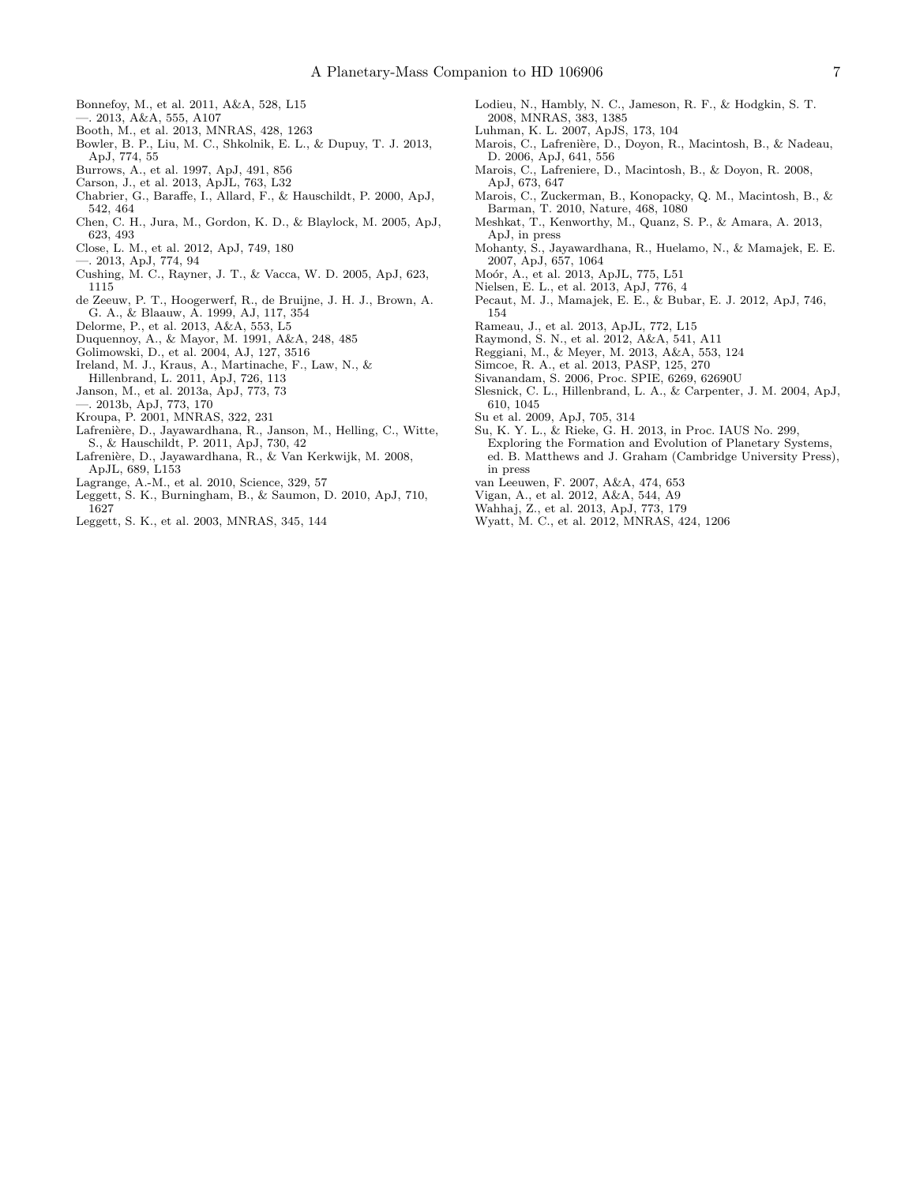Bonnefoy, M., et al. 2011, A&A, 528, L15
—. 2013, A&A, 555, A107
Booth, M., et al. 2013, MNRAS, 428, 1263
Bowler, B. P., Liu, M. C., Shkolnik, E. L., & Dupuy, T. J. 2013, ApJ, 774, 55
Burrows, A., et al. 1997, ApJ, 491, 856
Carson, J., et al. 2013, ApJL, 763, L32
Chabrier, G., Baraffe, I., Allard, F., & Hauschildt, P. 2000, ApJ, 542, 464
Chen, C. H., Jura, M., Gordon, K. D., & Blaylock, M. 2005, ApJ, 623, 493
Close, L. M., et al. 2012, ApJ, 749, 180
—. 2013, ApJ, 774, 94
Cushing, M. C., Rayner, J. T., & Vacca, W. D. 2005, ApJ, 623, 1115
de Zeeuw, P. T., Hoogerwerf, R., de Bruijne, J. H. J., Brown, A. G. A., & Blaauw, A. 1999, AJ, 117, 354
Delorme, P., et al. 2013, A&A, 553, L5
Duquennoy, A., & Mayor, M. 1991, A&A, 248, 485
Golimowski, D., et al. 2004, AJ, 127, 3516
Ireland, M. J., Kraus, A., Martinache, F., Law, N., & Hillenbrand, L. 2011, ApJ, 726, 113
Janson, M., et al. 2013a, ApJ, 773, 73
—. 2013b, ApJ, 773, 170
Kroupa, P. 2001, MNRAS, 322, 231
Lafrenière, D., Jayawardhana, R., Janson, M., Helling, C., Witte, S., & Hauschildt, P. 2011, ApJ, 730, 42
Lafrenière, D., Jayawardhana, R., & Van Kerkwijk, M. 2008, ApJL, 689, L153
Lagrange, A.-M., et al. 2010, Science, 329, 57
Leggett, S. K., Burningham, B., & Saumon, D. 2010, ApJ, 710, 1627
Leggett, S. K., et al. 2003, MNRAS, 345, 144
Lodieu, N., Hambly, N. C., Jameson, R. F., & Hodgkin, S. T. 2008, MNRAS, 383, 1385
Luhman, K. L. 2007, ApJS, 173, 104
Marois, C., Lafrenière, D., Doyon, R., Macintosh, B., & Nadeau, D. 2006, ApJ, 641, 556
Marois, C., Lafreniere, D., Macintosh, B., & Doyon, R. 2008, ApJ, 673, 647
Marois, C., Zuckerman, B., Konopacky, Q. M., Macintosh, B., & Barman, T. 2010, Nature, 468, 1080
Meshkat, T., Kenworthy, M., Quanz, S. P., & Amara, A. 2013, ApJ, in press
Mohanty, S., Jayawardhana, R., Huelamo, N., & Mamajek, E. E. 2007, ApJ, 657, 1064
Moór, A., et al. 2013, ApJL, 775, L51
Nielsen, E. L., et al. 2013, ApJ, 776, 4
Pecaut, M. J., Mamajek, E. E., & Bubar, E. J. 2012, ApJ, 746, 154
Rameau, J., et al. 2013, ApJL, 772, L15
Raymond, S. N., et al. 2012, A&A, 541, A11
Reggiani, M., & Meyer, M. 2013, A&A, 553, 124
Simcoe, R. A., et al. 2013, PASP, 125, 270
Sivanandam, S. 2006, Proc. SPIE, 6269, 62690U
Slesnick, C. L., Hillenbrand, L. A., & Carpenter, J. M. 2004, ApJ, 610, 1045
Su et al. 2009, ApJ, 705, 314
Su, K. Y. L., & Rieke, G. H. 2013, in Proc. IAUS No. 299, Exploring the Formation and Evolution of Planetary Systems, ed. B. Matthews and J. Graham (Cambridge University Press), in press
van Leeuwen, F. 2007, A&A, 474, 653
Vigan, A., et al. 2012, A&A, 544, A9
Wahhaj, Z., et al. 2013, ApJ, 773, 179
Wyatt, M. C., et al. 2012, MNRAS, 424, 1206